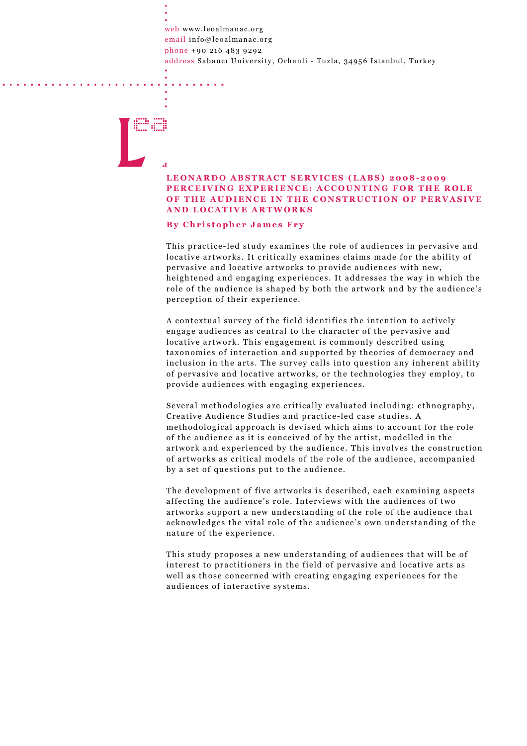web www.leoalmanac.org
email info@leoalmanac.org
phone +90 216 483 9292
address Sabancı University, Orhanli - Tuzla, 34956 Istanbul, Turkey

# LEONARDO ABSTRACT SERVICES (LABS) 2008-2009
# PERCEIVING EXPERIENCE: ACCOUNTING FOR THE ROLE OF THE AUDIENCE IN THE CONSTRUCTION OF PERVASIVE AND LOCATIVE ARTWORKS

**By Christopher James Fry**

This practice-led study examines the role of audiences in pervasive and locative artworks. It critically examines claims made for the ability of pervasive and locative artworks to provide audiences with new, heightened and engaging experiences. It addresses the way in which the role of the audience is shaped by both the artwork and by the audience's perception of their experience.

A contextual survey of the field identifies the intention to actively engage audiences as central to the character of the pervasive and locative artwork. This engagement is commonly described using taxonomies of interaction and supported by theories of democracy and inclusion in the arts. The survey calls into question any inherent ability of pervasive and locative artworks, or the technologies they employ, to provide audiences with engaging experiences.

Several methodologies are critically evaluated including: ethnography, Creative Audience Studies and practice-led case studies. A methodological approach is devised which aims to account for the role of the audience as it is conceived of by the artist, modelled in the artwork and experienced by the audience. This involves the construction of artworks as critical models of the role of the audience, accompanied by a set of questions put to the audience.

The development of five artworks is described, each examining aspects affecting the audience's role. Interviews with the audiences of two artworks support a new understanding of the role of the audience that acknowledges the vital role of the audience's own understanding of the nature of the experience.

This study proposes a new understanding of audiences that will be of interest to practitioners in the field of pervasive and locative arts as well as those concerned with creating engaging experiences for the audiences of interactive systems.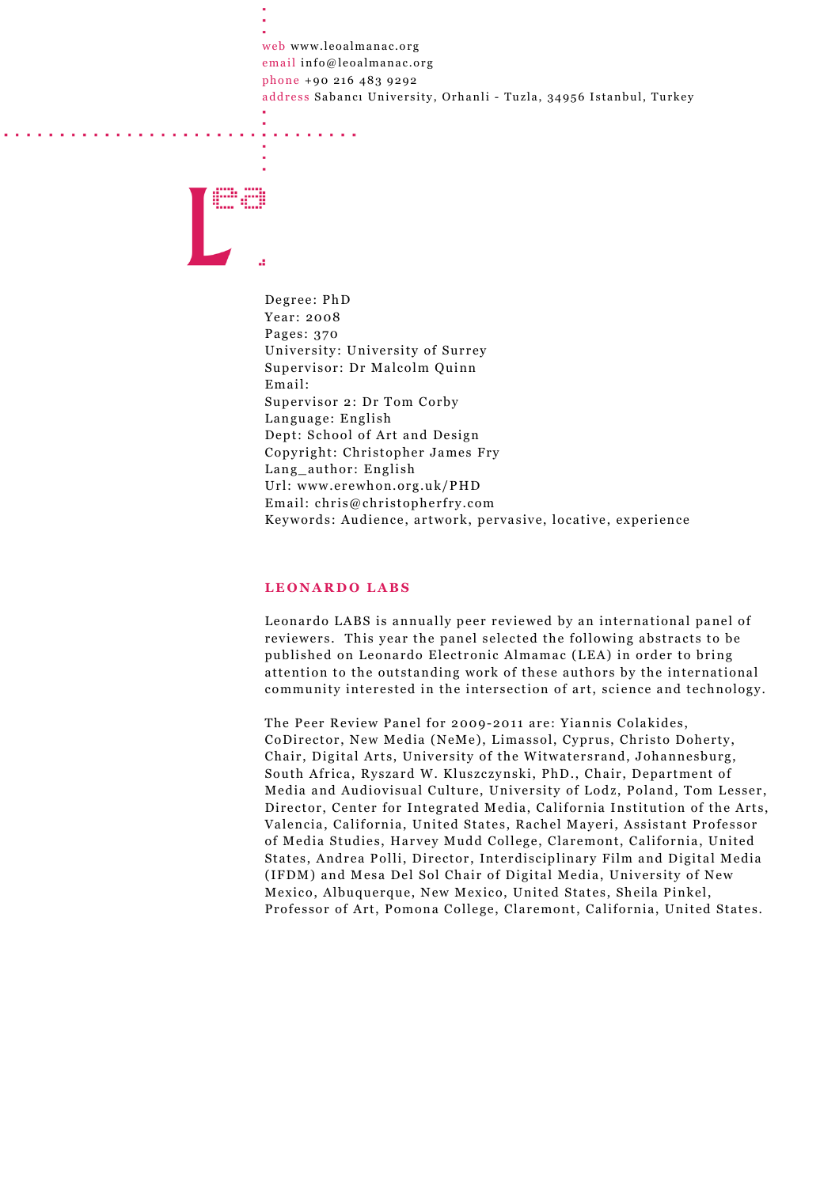web www.leoalmanac.org
email info@leoalmanac.org
phone +90 216 483 9292
address Sabancı University, Orhanli - Tuzla, 34956 Istanbul, Turkey

Degree: PhD
Year: 2008
Pages: 370
University: University of Surrey
Supervisor: Dr Malcolm Quinn
Email:
Supervisor 2: Dr Tom Corby
Language: English
Dept: School of Art and Design
Copyright: Christopher James Fry
Lang_author: English
Url: www.erewhon.org.uk/PHD
Email: chris@christopherfry.com
Keywords: Audience, artwork, pervasive, locative, experience

## LEONARDO LABS

Leonardo LABS is annually peer reviewed by an international panel of reviewers. This year the panel selected the following abstracts to be published on Leonardo Electronic Almamac (LEA) in order to bring attention to the outstanding work of these authors by the international community interested in the intersection of art, science and technology.

The Peer Review Panel for 2009-2011 are: Yiannis Colakides, CoDirector, New Media (NeMe), Limassol, Cyprus, Christo Doherty, Chair, Digital Arts, University of the Witwatersrand, Johannesburg, South Africa, Ryszard W. Kluszczynski, PhD., Chair, Department of Media and Audiovisual Culture, University of Lodz, Poland, Tom Lesser, Director, Center for Integrated Media, California Institution of the Arts, Valencia, California, United States, Rachel Mayeri, Assistant Professor of Media Studies, Harvey Mudd College, Claremont, California, United States, Andrea Polli, Director, Interdisciplinary Film and Digital Media (IFDM) and Mesa Del Sol Chair of Digital Media, University of New Mexico, Albuquerque, New Mexico, United States, Sheila Pinkel, Professor of Art, Pomona College, Claremont, California, United States.